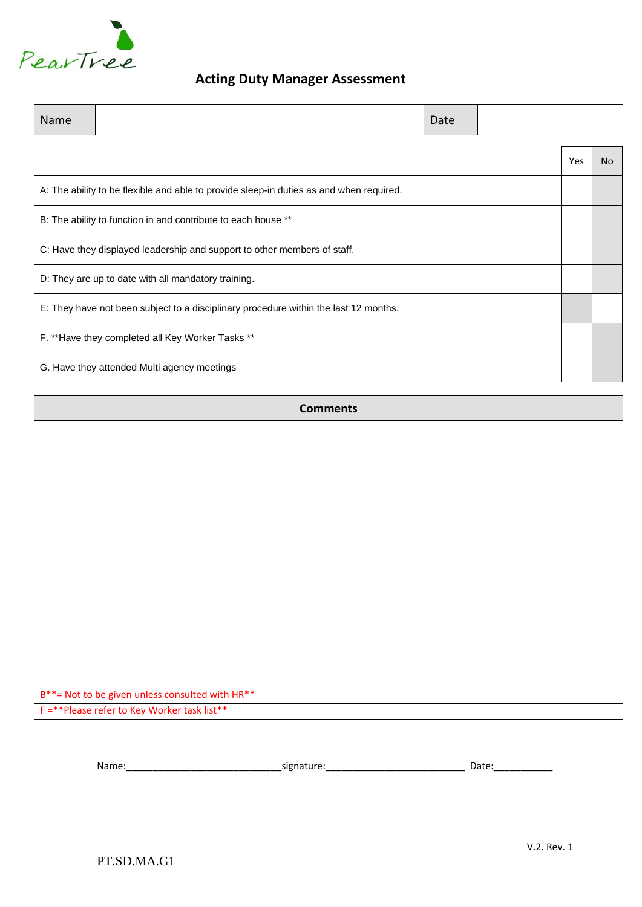PearTree

# Acting Duty Manager Assessment

| Name | | Date | |
|---|---|---|---|

| | Yes | No |
|---|---|---|
| A: The ability to be flexible and able to provide sleep-in duties as and when required. | | |
| B: The ability to function in and contribute to each house ** | | |
| C: Have they displayed leadership and support to other members of staff. | | |
| D: They are up to date with all mandatory training. | | |
| E: They have not been subject to a disciplinary procedure within the last 12 months. | | |
| F. **Have they completed all Key Worker Tasks ** | | |
| G. Have they attended Multi agency meetings | | |

| Comments |
|---|
| |
| B**= Not to be given unless consulted with HR** |
| F =**Please refer to Key Worker task list** |

Name:_____________________________signature:__________________________ Date:___________

V.2. Rev. 1

PT.SD.MA.G1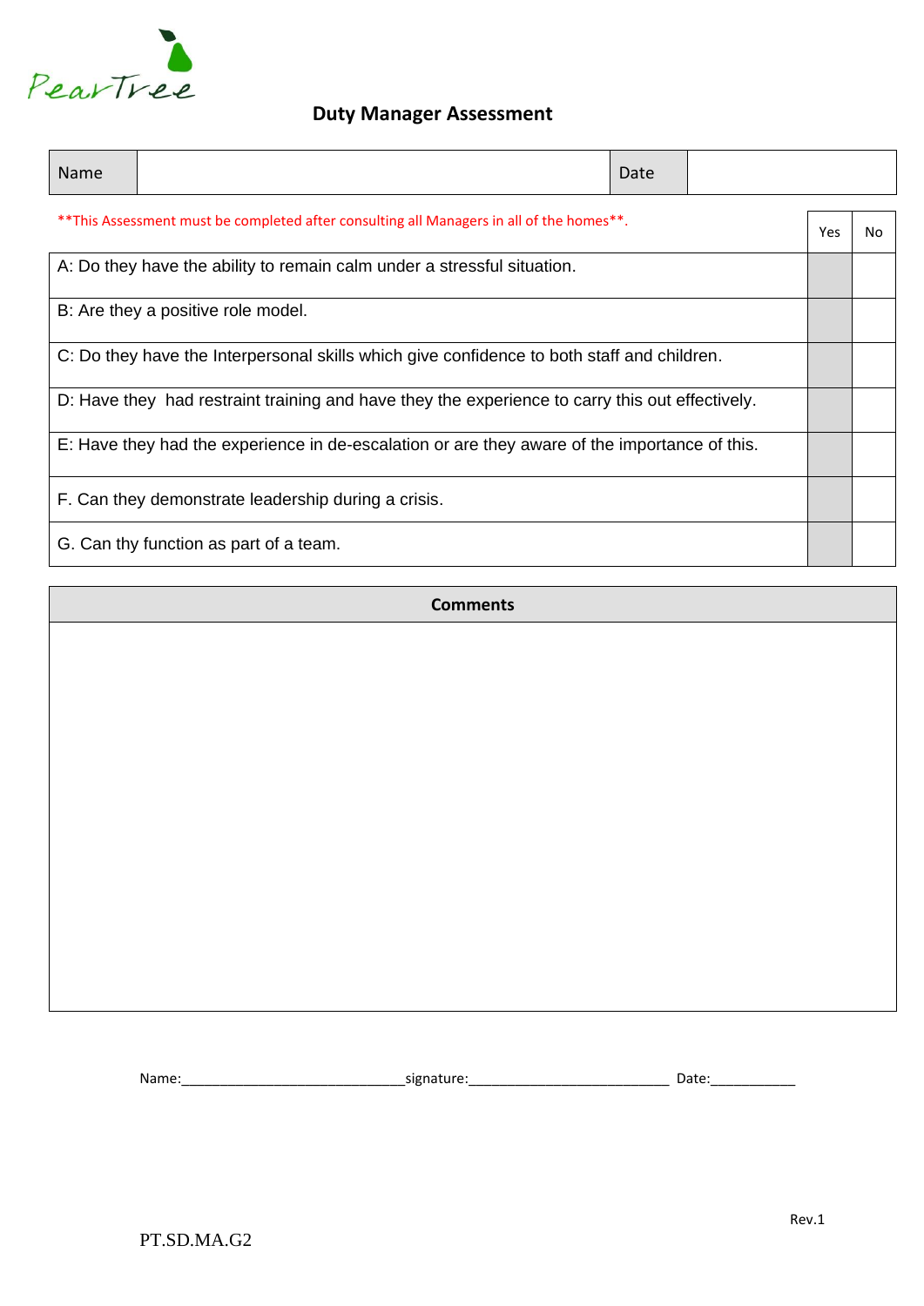PearTree

# Duty Manager Assessment

| Name | | Date | |
|---|---|---|---|

**This Assessment must be completed after consulting all Managers in all of the homes**.

| | Yes | No |
|---|---|---|
| A: Do they have the ability to remain calm under a stressful situation. | | |
| B: Are they a positive role model. | | |
| C: Do they have the Interpersonal skills which give confidence to both staff and children. | | |
| D: Have they had restraint training and have they the experience to carry this out effectively. | | |
| E: Have they had the experience in de-escalation or are they aware of the importance of this. | | |
| F. Can they demonstrate leadership during a crisis. | | |
| G. Can thy function as part of a team. | | |

| **Comments** |
|---|
| |

Name:_____________________________signature:__________________________ Date:___________

Rev.1

PT.SD.MA.G2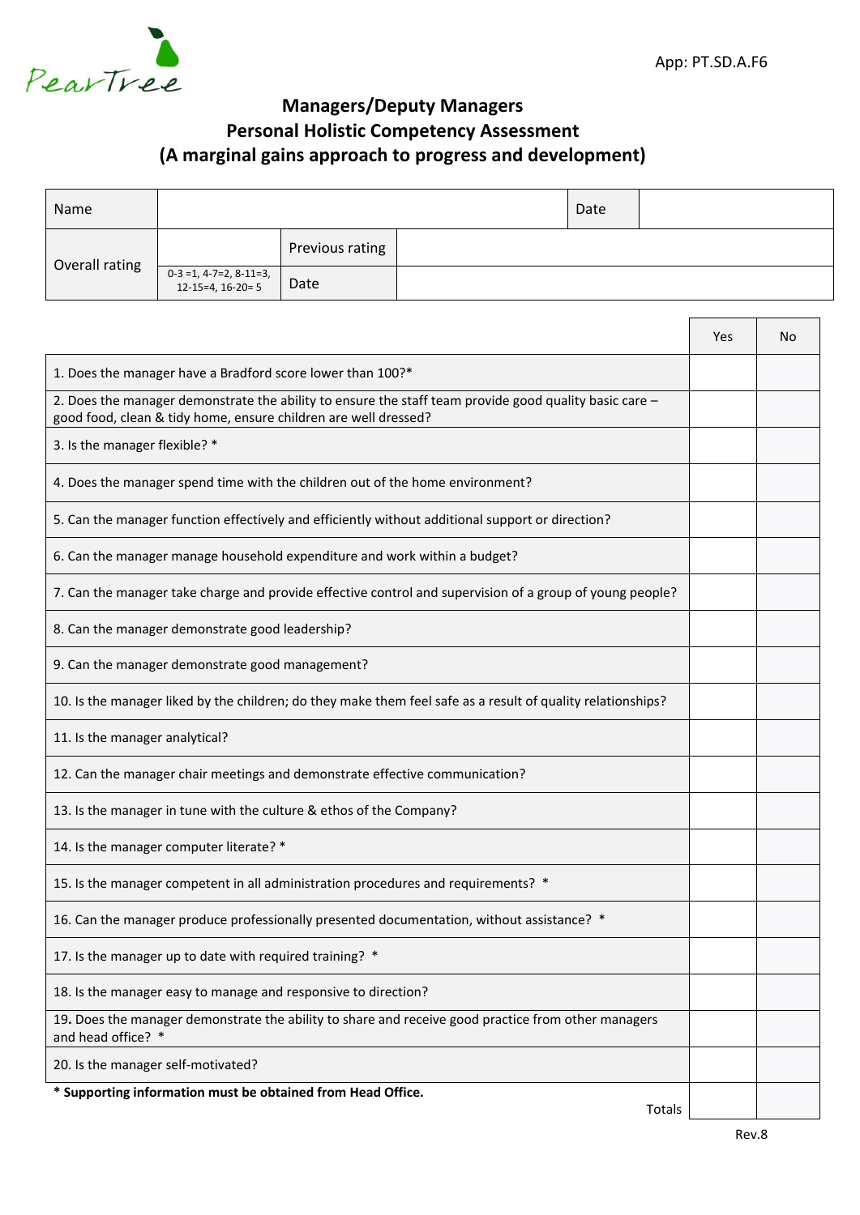App: PT.SD.A.F6

# Managers/Deputy Managers
## Personal Holistic Competency Assessment
## (A marginal gains approach to progress and development)

| Name | | | Date | |
|---|---|---|---|---|
| Overall rating | | Previous rating | | |
| | 0-3 =1, 4-7=2, 8-11=3, 12-15=4, 16-20= 5 | Date | | |

| | Yes | No |
|---|---|---|
| 1. Does the manager have a Bradford score lower than 100?* | | |
| 2. Does the manager demonstrate the ability to ensure the staff team provide good quality basic care – good food, clean & tidy home, ensure children are well dressed? | | |
| 3. Is the manager flexible? * | | |
| 4. Does the manager spend time with the children out of the home environment? | | |
| 5. Can the manager function effectively and efficiently without additional support or direction? | | |
| 6. Can the manager manage household expenditure and work within a budget? | | |
| 7. Can the manager take charge and provide effective control and supervision of a group of young people? | | |
| 8. Can the manager demonstrate good leadership? | | |
| 9. Can the manager demonstrate good management? | | |
| 10. Is the manager liked by the children; do they make them feel safe as a result of quality relationships? | | |
| 11. Is the manager analytical? | | |
| 12. Can the manager chair meetings and demonstrate effective communication? | | |
| 13. Is the manager in tune with the culture & ethos of the Company? | | |
| 14. Is the manager computer literate? * | | |
| 15. Is the manager competent in all administration procedures and requirements? * | | |
| 16. Can the manager produce professionally presented documentation, without assistance? * | | |
| 17. Is the manager up to date with required training? * | | |
| 18. Is the manager easy to manage and responsive to direction? | | |
| 19. Does the manager demonstrate the ability to share and receive good practice from other managers and head office? * | | |
| 20. Is the manager self-motivated? | | |
| Totals | | |

**\* Supporting information must be obtained from Head Office.**

Rev.8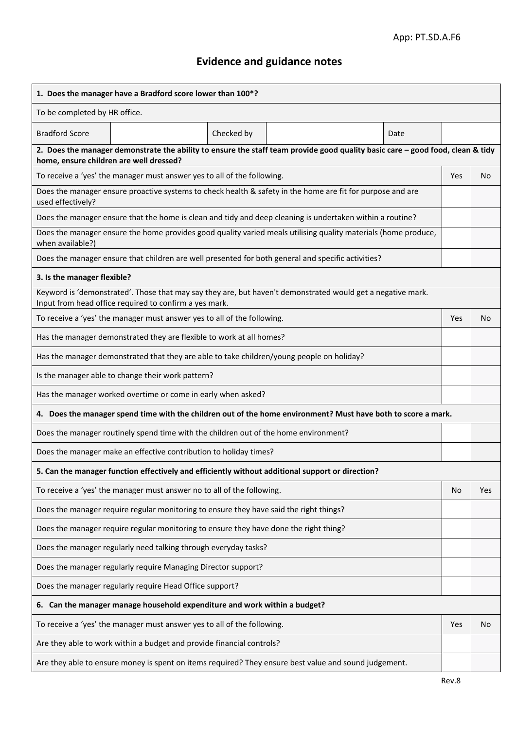App: PT.SD.A.F6

# Evidence and guidance notes

| 1. Does the manager have a Bradford score lower than 100*? | | | | | |
|---|---|---|---|---|---|
| To be completed by HR office. | | | | | |
| Bradford Score | | Checked by | | Date | |

| 2. Does the manager demonstrate the ability to ensure the staff team provide good quality basic care – good food, clean & tidy home, ensure children are well dressed? | | |
|---|---|---|
| To receive a 'yes' the manager must answer yes to all of the following. | Yes | No |
| Does the manager ensure proactive systems to check health & safety in the home are fit for purpose and are used effectively? | | |
| Does the manager ensure that the home is clean and tidy and deep cleaning is undertaken within a routine? | | |
| Does the manager ensure the home provides good quality varied meals utilising quality materials (home produce, when available?) | | |
| Does the manager ensure that children are well presented for both general and specific activities? | | |

| 3. Is the manager flexible? | | |
|---|---|---|
| Keyword is 'demonstrated'. Those that may say they are, but haven't demonstrated would get a negative mark. Input from head office required to confirm a yes mark. | | |
| To receive a 'yes' the manager must answer yes to all of the following. | Yes | No |
| Has the manager demonstrated they are flexible to work at all homes? | | |
| Has the manager demonstrated that they are able to take children/young people on holiday? | | |
| Is the manager able to change their work pattern? | | |
| Has the manager worked overtime or come in early when asked? | | |

| 4. Does the manager spend time with the children out of the home environment? Must have both to score a mark. | | |
|---|---|---|
| Does the manager routinely spend time with the children out of the home environment? | | |
| Does the manager make an effective contribution to holiday times? | | |

| 5. Can the manager function effectively and efficiently without additional support or direction? | | |
|---|---|---|
| To receive a 'yes' the manager must answer no to all of the following. | No | Yes |
| Does the manager require regular monitoring to ensure they have said the right things? | | |
| Does the manager require regular monitoring to ensure they have done the right thing? | | |
| Does the manager regularly need talking through everyday tasks? | | |
| Does the manager regularly require Managing Director support? | | |
| Does the manager regularly require Head Office support? | | |

| 6. Can the manager manage household expenditure and work within a budget? | | |
|---|---|---|
| To receive a 'yes' the manager must answer yes to all of the following. | Yes | No |
| Are they able to work within a budget and provide financial controls? | | |
| Are they able to ensure money is spent on items required? They ensure best value and sound judgement. | | |

Rev.8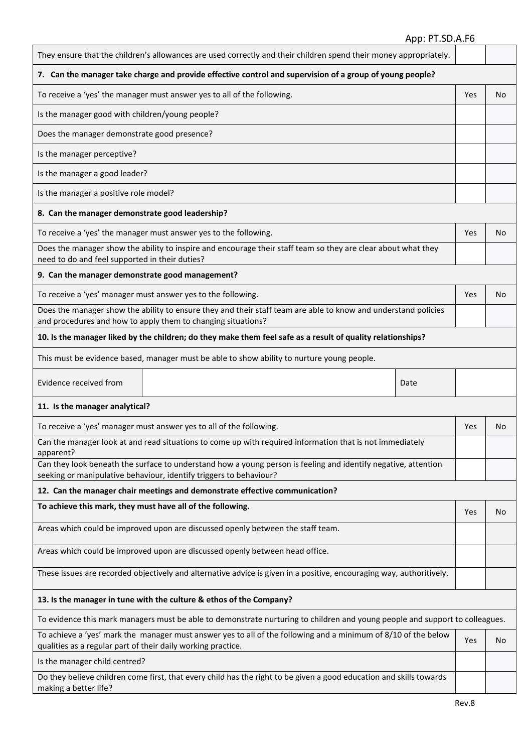| | | |
|---|---|---|
| They ensure that the children's allowances are used correctly and their children spend their money appropriately. | | |
| **7. Can the manager take charge and provide effective control and supervision of a group of young people?** | | |
| To receive a 'yes' the manager must answer yes to all of the following. | Yes | No |
| Is the manager good with children/young people? | | |
| Does the manager demonstrate good presence? | | |
| Is the manager perceptive? | | |
| Is the manager a good leader? | | |
| Is the manager a positive role model? | | |
| **8. Can the manager demonstrate good leadership?** | | |
| To receive a 'yes' the manager must answer yes to the following. | Yes | No |
| Does the manager show the ability to inspire and encourage their staff team so they are clear about what they need to do and feel supported in their duties? | | |
| **9. Can the manager demonstrate good management?** | | |
| To receive a 'yes' manager must answer yes to the following. | Yes | No |
| Does the manager show the ability to ensure they and their staff team are able to know and understand policies and procedures and how to apply them to changing situations? | | |
| **10. Is the manager liked by the children; do they make them feel safe as a result of quality relationships?** | | |
| This must be evidence based, manager must be able to show ability to nurture young people. | | |

| Evidence received from | | Date | |
|---|---|---|---|

| | | |
|---|---|---|
| **11. Is the manager analytical?** | | |
| To receive a 'yes' manager must answer yes to all of the following. | Yes | No |
| Can the manager look at and read situations to come up with required information that is not immediately apparent? | | |
| Can they look beneath the surface to understand how a young person is feeling and identify negative, attention seeking or manipulative behaviour, identify triggers to behaviour? | | |
| **12. Can the manager chair meetings and demonstrate effective communication?** | | |
| **To achieve this mark, they must have all of the following.** | Yes | No |
| Areas which could be improved upon are discussed openly between the staff team. | | |
| Areas which could be improved upon are discussed openly between head office. | | |
| These issues are recorded objectively and alternative advice is given in a positive, encouraging way, authoritively. | | |
| **13. Is the manager in tune with the culture & ethos of the Company?** | | |
| To evidence this mark managers must be able to demonstrate nurturing to children and young people and support to colleagues. | | |
| To achieve a 'yes' mark the manager must answer yes to all of the following and a minimum of 8/10 of the below qualities as a regular part of their daily working practice. | Yes | No |
| Is the manager child centred? | | |
| Do they believe children come first, that every child has the right to be given a good education and skills towards making a better life? | | |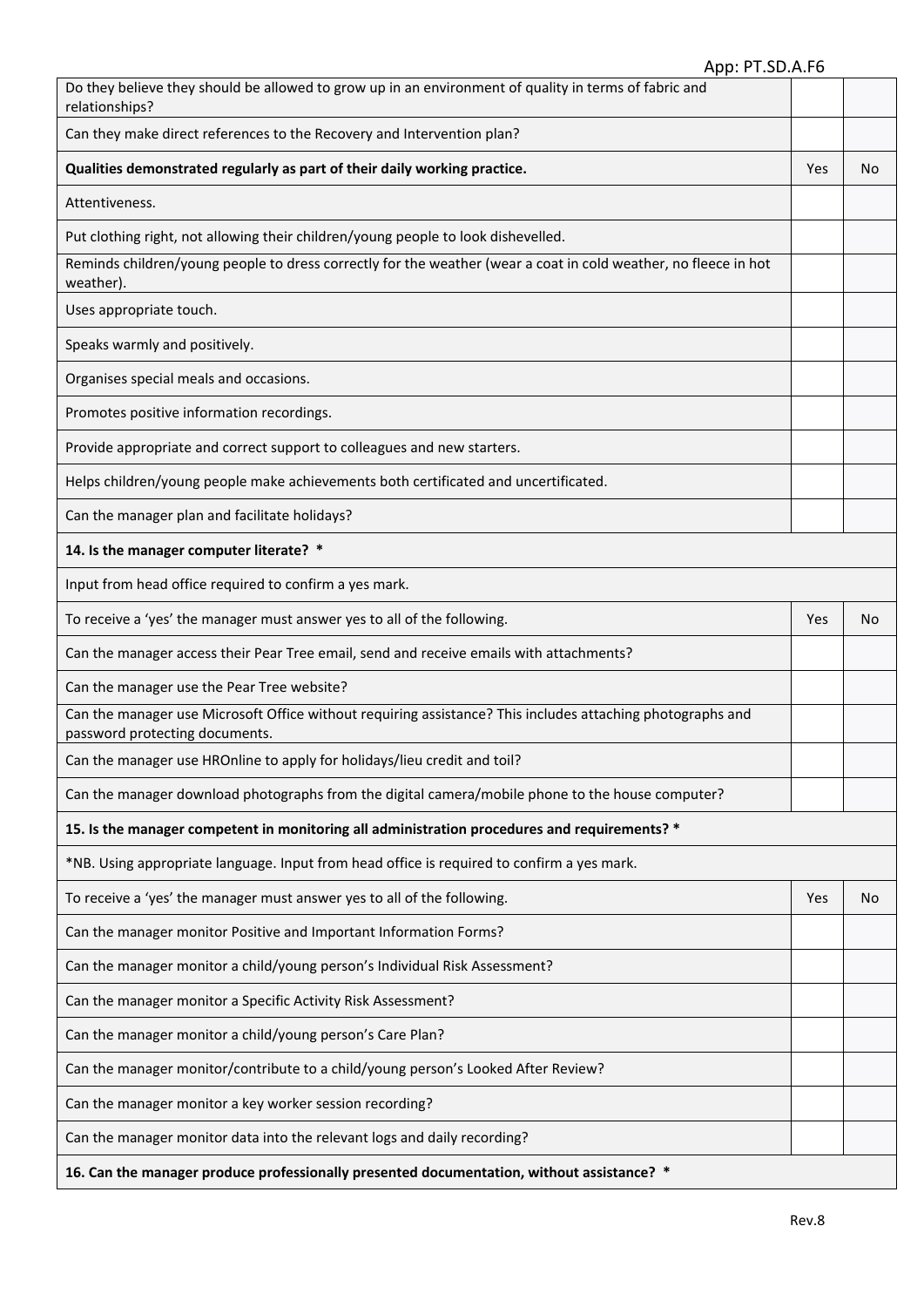| | | |
|---|---|---|
| Do they believe they should be allowed to grow up in an environment of quality in terms of fabric and relationships? | | |
| Can they make direct references to the Recovery and Intervention plan? | | |
| **Qualities demonstrated regularly as part of their daily working practice.** | Yes | No |
| Attentiveness. | | |
| Put clothing right, not allowing their children/young people to look dishevelled. | | |
| Reminds children/young people to dress correctly for the weather (wear a coat in cold weather, no fleece in hot weather). | | |
| Uses appropriate touch. | | |
| Speaks warmly and positively. | | |
| Organises special meals and occasions. | | |
| Promotes positive information recordings. | | |
| Provide appropriate and correct support to colleagues and new starters. | | |
| Helps children/young people make achievements both certificated and uncertificated. | | |
| Can the manager plan and facilitate holidays? | | |
| **14. Is the manager computer literate? \*** | | |
| Input from head office required to confirm a yes mark. | | |
| To receive a 'yes' the manager must answer yes to all of the following. | Yes | No |
| Can the manager access their Pear Tree email, send and receive emails with attachments? | | |
| Can the manager use the Pear Tree website? | | |
| Can the manager use Microsoft Office without requiring assistance? This includes attaching photographs and password protecting documents. | | |
| Can the manager use HROnline to apply for holidays/lieu credit and toil? | | |
| Can the manager download photographs from the digital camera/mobile phone to the house computer? | | |
| **15. Is the manager competent in monitoring all administration procedures and requirements? \*** | | |
| \*NB. Using appropriate language. Input from head office is required to confirm a yes mark. | | |
| To receive a 'yes' the manager must answer yes to all of the following. | Yes | No |
| Can the manager monitor Positive and Important Information Forms? | | |
| Can the manager monitor a child/young person's Individual Risk Assessment? | | |
| Can the manager monitor a Specific Activity Risk Assessment? | | |
| Can the manager monitor a child/young person's Care Plan? | | |
| Can the manager monitor/contribute to a child/young person's Looked After Review? | | |
| Can the manager monitor a key worker session recording? | | |
| Can the manager monitor data into the relevant logs and daily recording? | | |
| **16. Can the manager produce professionally presented documentation, without assistance? \*** | | |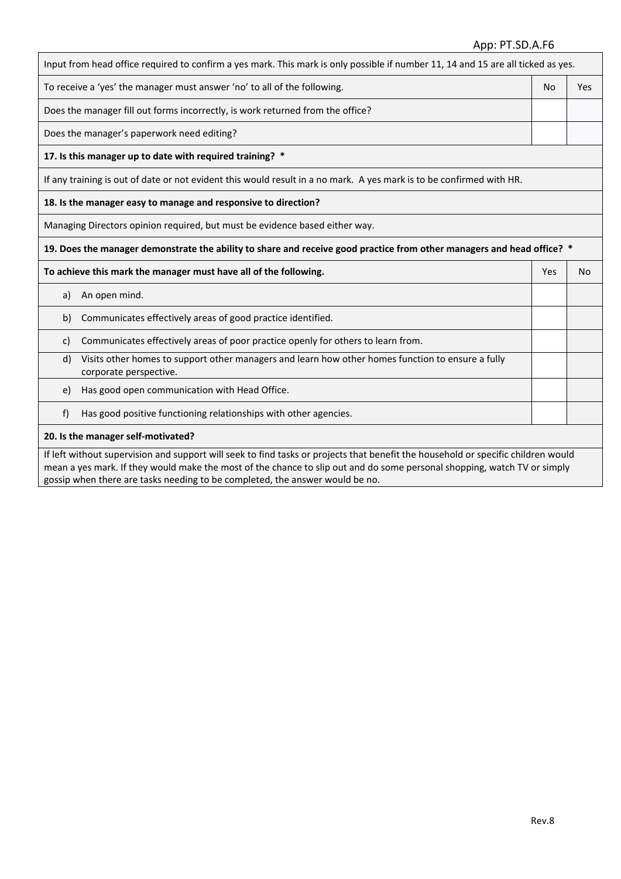| Input from head office required to confirm a yes mark. This mark is only possible if number 11, 14 and 15 are all ticked as yes. | | |
|---|---|---|
| To receive a 'yes' the manager must answer 'no' to all of the following. | No | Yes |
| Does the manager fill out forms incorrectly, is work returned from the office? | | |
| Does the manager's paperwork need editing? | | |
| **17. Is this manager up to date with required training? \*** | | |
| If any training is out of date or not evident this would result in a no mark. A yes mark is to be confirmed with HR. | | |
| **18. Is the manager easy to manage and responsive to direction?** | | |
| Managing Directors opinion required, but must be evidence based either way. | | |
| **19. Does the manager demonstrate the ability to share and receive good practice from other managers and head office? \*** | | |
| **To achieve this mark the manager must have all of the following.** | Yes | No |
| a) An open mind. | | |
| b) Communicates effectively areas of good practice identified. | | |
| c) Communicates effectively areas of poor practice openly for others to learn from. | | |
| d) Visits other homes to support other managers and learn how other homes function to ensure a fully corporate perspective. | | |
| e) Has good open communication with Head Office. | | |
| f) Has good positive functioning relationships with other agencies. | | |
| **20. Is the manager self-motivated?** | | |
| If left without supervision and support will seek to find tasks or projects that benefit the household or specific children would mean a yes mark. If they would make the most of the chance to slip out and do some personal shopping, watch TV or simply gossip when there are tasks needing to be completed, the answer would be no. | | |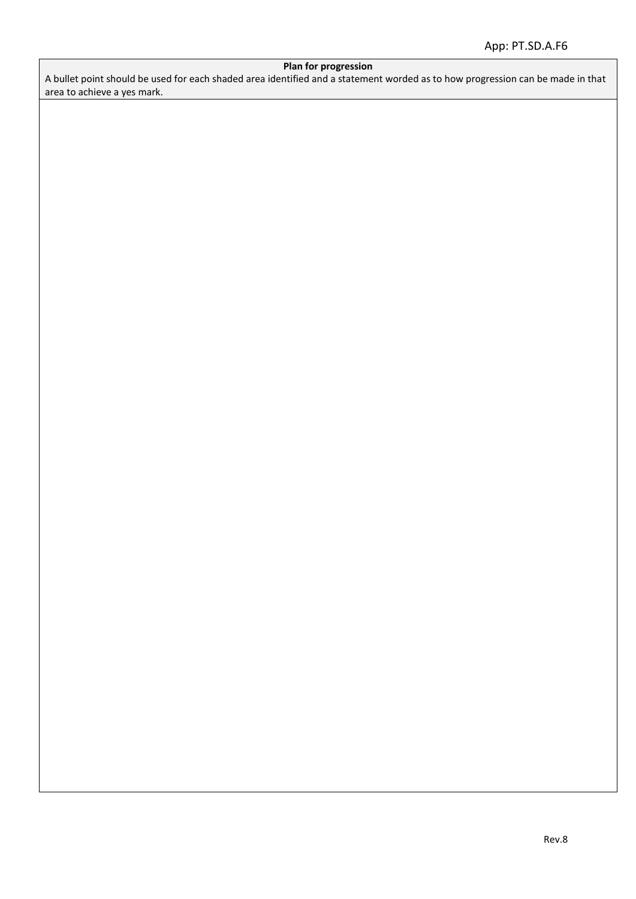App: PT.SD.A.F6

**Plan for progression**

A bullet point should be used for each shaded area identified and a statement worded as to how progression can be made in that area to achieve a yes mark.

Rev.8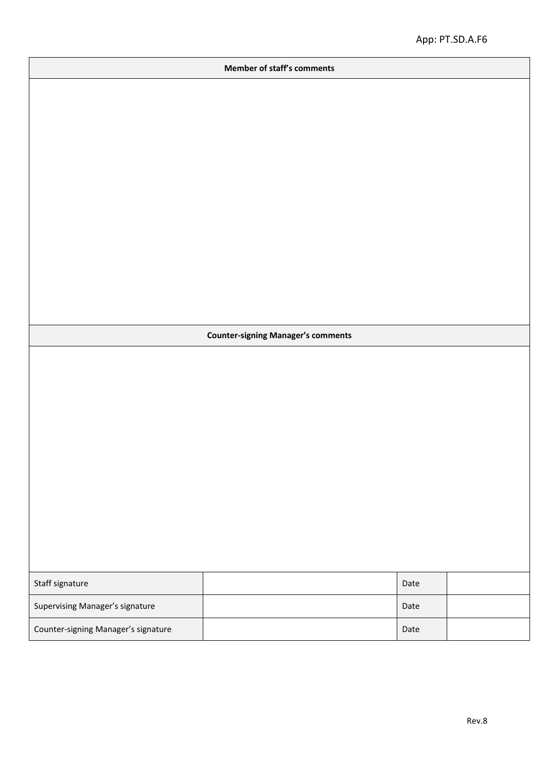App: PT.SD.A.F6

| Member of staff's comments |
|---|
| |

| Counter-signing Manager's comments |
|---|
| |

| | | | |
|---|---|---|---|
| Staff signature | | Date | |
| Supervising Manager's signature | | Date | |
| Counter-signing Manager's signature | | Date | |

Rev.8